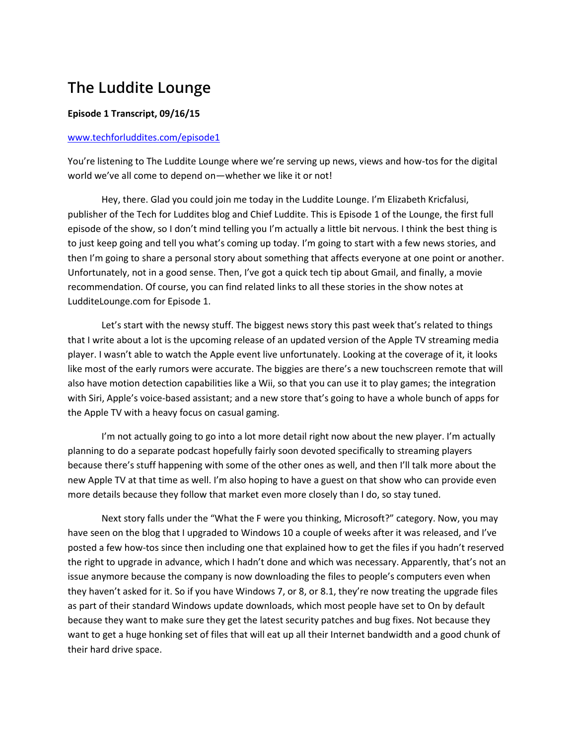# The Luddite Lounge

**Episode 1 Transcript, 09/16/15**

[www.techforluddites.com/episode1](www.techforluddites.com/episode1)

You're listening to The Luddite Lounge where we're serving up news, views and how-tos for the digital world we've all come to depend on—whether we like it or not!

Hey, there. Glad you could join me today in the Luddite Lounge. I'm Elizabeth Kricfalusi, publisher of the Tech for Luddites blog and Chief Luddite. This is Episode 1 of the Lounge, the first full episode of the show, so I don't mind telling you I'm actually a little bit nervous. I think the best thing is to just keep going and tell you what's coming up today. I'm going to start with a few news stories, and then I'm going to share a personal story about something that affects everyone at one point or another. Unfortunately, not in a good sense. Then, I've got a quick tech tip about Gmail, and finally, a movie recommendation. Of course, you can find related links to all these stories in the show notes at LudditeLounge.com for Episode 1.

Let's start with the newsy stuff. The biggest news story this past week that's related to things that I write about a lot is the upcoming release of an updated version of the Apple TV streaming media player. I wasn't able to watch the Apple event live unfortunately. Looking at the coverage of it, it looks like most of the early rumors were accurate. The biggies are there's a new touchscreen remote that will also have motion detection capabilities like a Wii, so that you can use it to play games; the integration with Siri, Apple's voice-based assistant; and a new store that's going to have a whole bunch of apps for the Apple TV with a heavy focus on casual gaming.

I'm not actually going to go into a lot more detail right now about the new player. I'm actually planning to do a separate podcast hopefully fairly soon devoted specifically to streaming players because there's stuff happening with some of the other ones as well, and then I'll talk more about the new Apple TV at that time as well. I'm also hoping to have a guest on that show who can provide even more details because they follow that market even more closely than I do, so stay tuned.

Next story falls under the "What the F were you thinking, Microsoft?" category. Now, you may have seen on the blog that I upgraded to Windows 10 a couple of weeks after it was released, and I've posted a few how-tos since then including one that explained how to get the files if you hadn't reserved the right to upgrade in advance, which I hadn't done and which was necessary. Apparently, that's not an issue anymore because the company is now downloading the files to people's computers even when they haven't asked for it. So if you have Windows 7, or 8, or 8.1, they're now treating the upgrade files as part of their standard Windows update downloads, which most people have set to On by default because they want to make sure they get the latest security patches and bug fixes. Not because they want to get a huge honking set of files that will eat up all their Internet bandwidth and a good chunk of their hard drive space.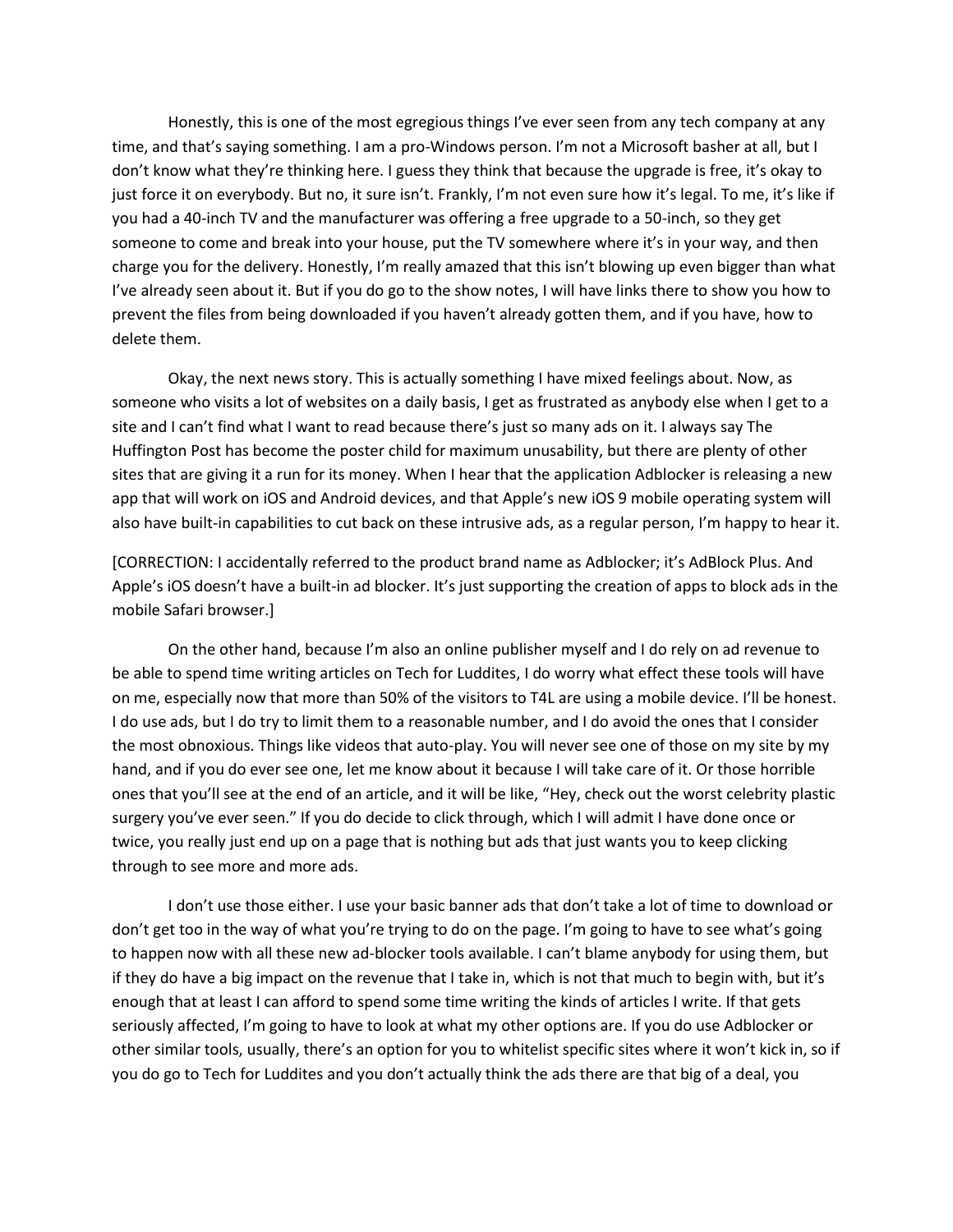Honestly, this is one of the most egregious things I've ever seen from any tech company at any time, and that's saying something. I am a pro-Windows person. I'm not a Microsoft basher at all, but I don't know what they're thinking here. I guess they think that because the upgrade is free, it's okay to just force it on everybody. But no, it sure isn't. Frankly, I'm not even sure how it's legal. To me, it's like if you had a 40-inch TV and the manufacturer was offering a free upgrade to a 50-inch, so they get someone to come and break into your house, put the TV somewhere where it's in your way, and then charge you for the delivery. Honestly, I'm really amazed that this isn't blowing up even bigger than what I've already seen about it. But if you do go to the show notes, I will have links there to show you how to prevent the files from being downloaded if you haven't already gotten them, and if you have, how to delete them.

Okay, the next news story. This is actually something I have mixed feelings about. Now, as someone who visits a lot of websites on a daily basis, I get as frustrated as anybody else when I get to a site and I can't find what I want to read because there's just so many ads on it. I always say The Huffington Post has become the poster child for maximum unusability, but there are plenty of other sites that are giving it a run for its money. When I hear that the application Adblocker is releasing a new app that will work on iOS and Android devices, and that Apple's new iOS 9 mobile operating system will also have built-in capabilities to cut back on these intrusive ads, as a regular person, I'm happy to hear it.

[CORRECTION: I accidentally referred to the product brand name as Adblocker; it's AdBlock Plus. And Apple's iOS doesn't have a built-in ad blocker. It's just supporting the creation of apps to block ads in the mobile Safari browser.]

On the other hand, because I'm also an online publisher myself and I do rely on ad revenue to be able to spend time writing articles on Tech for Luddites, I do worry what effect these tools will have on me, especially now that more than 50% of the visitors to T4L are using a mobile device. I'll be honest. I do use ads, but I do try to limit them to a reasonable number, and I do avoid the ones that I consider the most obnoxious. Things like videos that auto-play. You will never see one of those on my site by my hand, and if you do ever see one, let me know about it because I will take care of it. Or those horrible ones that you'll see at the end of an article, and it will be like, "Hey, check out the worst celebrity plastic surgery you've ever seen." If you do decide to click through, which I will admit I have done once or twice, you really just end up on a page that is nothing but ads that just wants you to keep clicking through to see more and more ads.

I don't use those either. I use your basic banner ads that don't take a lot of time to download or don't get too in the way of what you're trying to do on the page. I'm going to have to see what's going to happen now with all these new ad-blocker tools available. I can't blame anybody for using them, but if they do have a big impact on the revenue that I take in, which is not that much to begin with, but it's enough that at least I can afford to spend some time writing the kinds of articles I write. If that gets seriously affected, I'm going to have to look at what my other options are. If you do use Adblocker or other similar tools, usually, there's an option for you to whitelist specific sites where it won't kick in, so if you do go to Tech for Luddites and you don't actually think the ads there are that big of a deal, you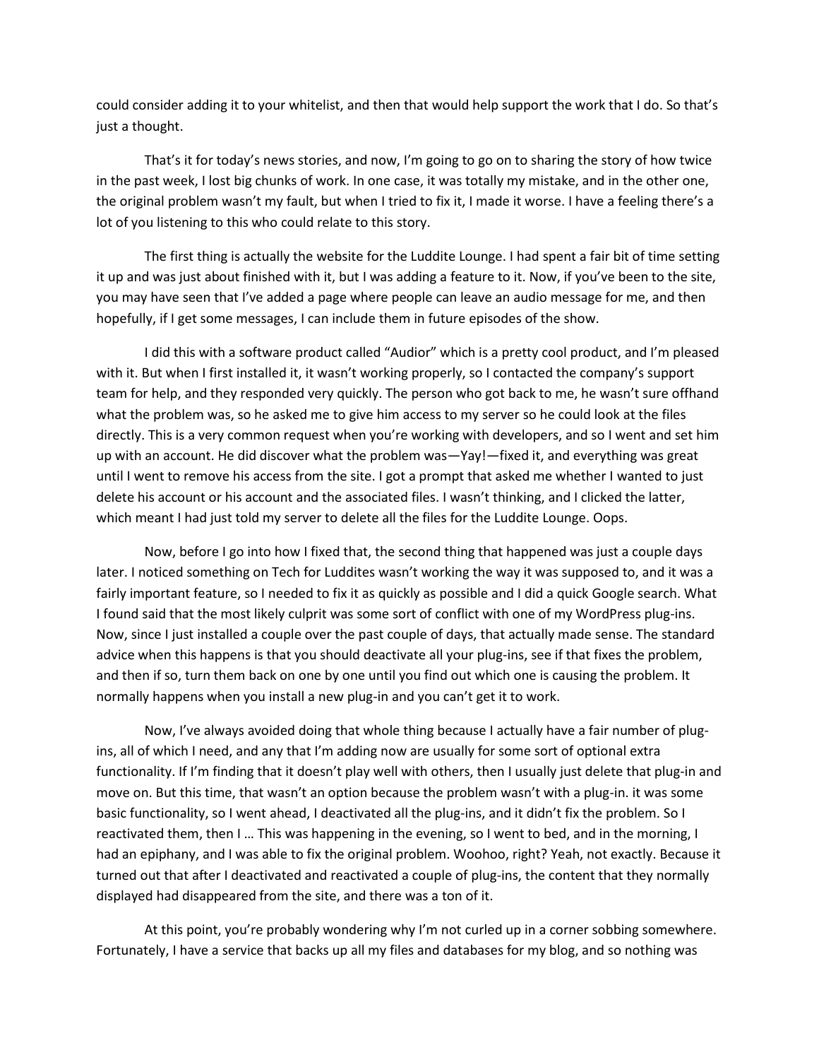could consider adding it to your whitelist, and then that would help support the work that I do. So that's just a thought.

That's it for today's news stories, and now, I'm going to go on to sharing the story of how twice in the past week, I lost big chunks of work. In one case, it was totally my mistake, and in the other one, the original problem wasn't my fault, but when I tried to fix it, I made it worse. I have a feeling there's a lot of you listening to this who could relate to this story.

The first thing is actually the website for the Luddite Lounge. I had spent a fair bit of time setting it up and was just about finished with it, but I was adding a feature to it. Now, if you've been to the site, you may have seen that I've added a page where people can leave an audio message for me, and then hopefully, if I get some messages, I can include them in future episodes of the show.

I did this with a software product called "Audior" which is a pretty cool product, and I'm pleased with it. But when I first installed it, it wasn't working properly, so I contacted the company's support team for help, and they responded very quickly. The person who got back to me, he wasn't sure offhand what the problem was, so he asked me to give him access to my server so he could look at the files directly. This is a very common request when you're working with developers, and so I went and set him up with an account. He did discover what the problem was—Yay!—fixed it, and everything was great until I went to remove his access from the site. I got a prompt that asked me whether I wanted to just delete his account or his account and the associated files. I wasn't thinking, and I clicked the latter, which meant I had just told my server to delete all the files for the Luddite Lounge. Oops.

Now, before I go into how I fixed that, the second thing that happened was just a couple days later. I noticed something on Tech for Luddites wasn't working the way it was supposed to, and it was a fairly important feature, so I needed to fix it as quickly as possible and I did a quick Google search. What I found said that the most likely culprit was some sort of conflict with one of my WordPress plug-ins. Now, since I just installed a couple over the past couple of days, that actually made sense. The standard advice when this happens is that you should deactivate all your plug-ins, see if that fixes the problem, and then if so, turn them back on one by one until you find out which one is causing the problem. It normally happens when you install a new plug-in and you can't get it to work.

Now, I've always avoided doing that whole thing because I actually have a fair number of plug-ins, all of which I need, and any that I'm adding now are usually for some sort of optional extra functionality. If I'm finding that it doesn't play well with others, then I usually just delete that plug-in and move on. But this time, that wasn't an option because the problem wasn't with a plug-in. it was some basic functionality, so I went ahead, I deactivated all the plug-ins, and it didn't fix the problem. So I reactivated them, then I … This was happening in the evening, so I went to bed, and in the morning, I had an epiphany, and I was able to fix the original problem. Woohoo, right? Yeah, not exactly. Because it turned out that after I deactivated and reactivated a couple of plug-ins, the content that they normally displayed had disappeared from the site, and there was a ton of it.

At this point, you're probably wondering why I'm not curled up in a corner sobbing somewhere. Fortunately, I have a service that backs up all my files and databases for my blog, and so nothing was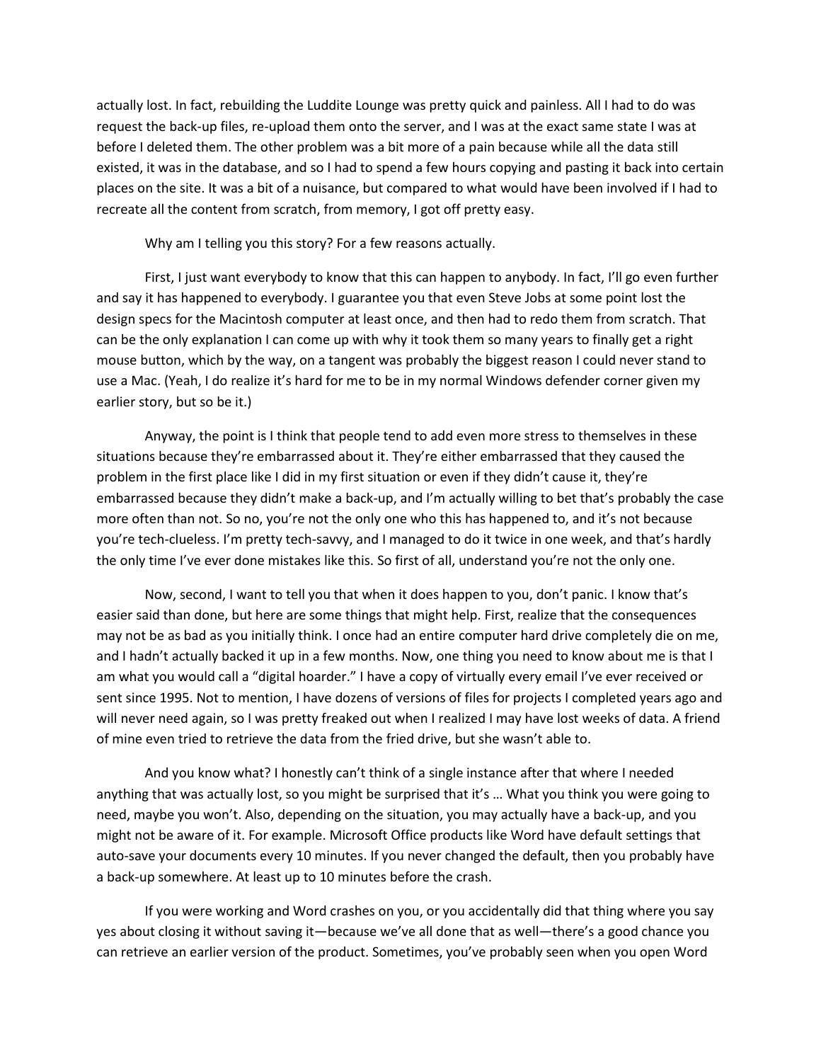actually lost. In fact, rebuilding the Luddite Lounge was pretty quick and painless. All I had to do was request the back-up files, re-upload them onto the server, and I was at the exact same state I was at before I deleted them. The other problem was a bit more of a pain because while all the data still existed, it was in the database, and so I had to spend a few hours copying and pasting it back into certain places on the site. It was a bit of a nuisance, but compared to what would have been involved if I had to recreate all the content from scratch, from memory, I got off pretty easy.

Why am I telling you this story? For a few reasons actually.

First, I just want everybody to know that this can happen to anybody. In fact, I'll go even further and say it has happened to everybody. I guarantee you that even Steve Jobs at some point lost the design specs for the Macintosh computer at least once, and then had to redo them from scratch. That can be the only explanation I can come up with why it took them so many years to finally get a right mouse button, which by the way, on a tangent was probably the biggest reason I could never stand to use a Mac. (Yeah, I do realize it's hard for me to be in my normal Windows defender corner given my earlier story, but so be it.)

Anyway, the point is I think that people tend to add even more stress to themselves in these situations because they're embarrassed about it. They're either embarrassed that they caused the problem in the first place like I did in my first situation or even if they didn't cause it, they're embarrassed because they didn't make a back-up, and I'm actually willing to bet that's probably the case more often than not. So no, you're not the only one who this has happened to, and it's not because you're tech-clueless. I'm pretty tech-savvy, and I managed to do it twice in one week, and that's hardly the only time I've ever done mistakes like this. So first of all, understand you're not the only one.

Now, second, I want to tell you that when it does happen to you, don't panic. I know that's easier said than done, but here are some things that might help. First, realize that the consequences may not be as bad as you initially think. I once had an entire computer hard drive completely die on me, and I hadn't actually backed it up in a few months. Now, one thing you need to know about me is that I am what you would call a "digital hoarder." I have a copy of virtually every email I've ever received or sent since 1995. Not to mention, I have dozens of versions of files for projects I completed years ago and will never need again, so I was pretty freaked out when I realized I may have lost weeks of data. A friend of mine even tried to retrieve the data from the fried drive, but she wasn't able to.

And you know what? I honestly can't think of a single instance after that where I needed anything that was actually lost, so you might be surprised that it's … What you think you were going to need, maybe you won't. Also, depending on the situation, you may actually have a back-up, and you might not be aware of it. For example. Microsoft Office products like Word have default settings that auto-save your documents every 10 minutes. If you never changed the default, then you probably have a back-up somewhere. At least up to 10 minutes before the crash.

If you were working and Word crashes on you, or you accidentally did that thing where you say yes about closing it without saving it—because we've all done that as well—there's a good chance you can retrieve an earlier version of the product. Sometimes, you've probably seen when you open Word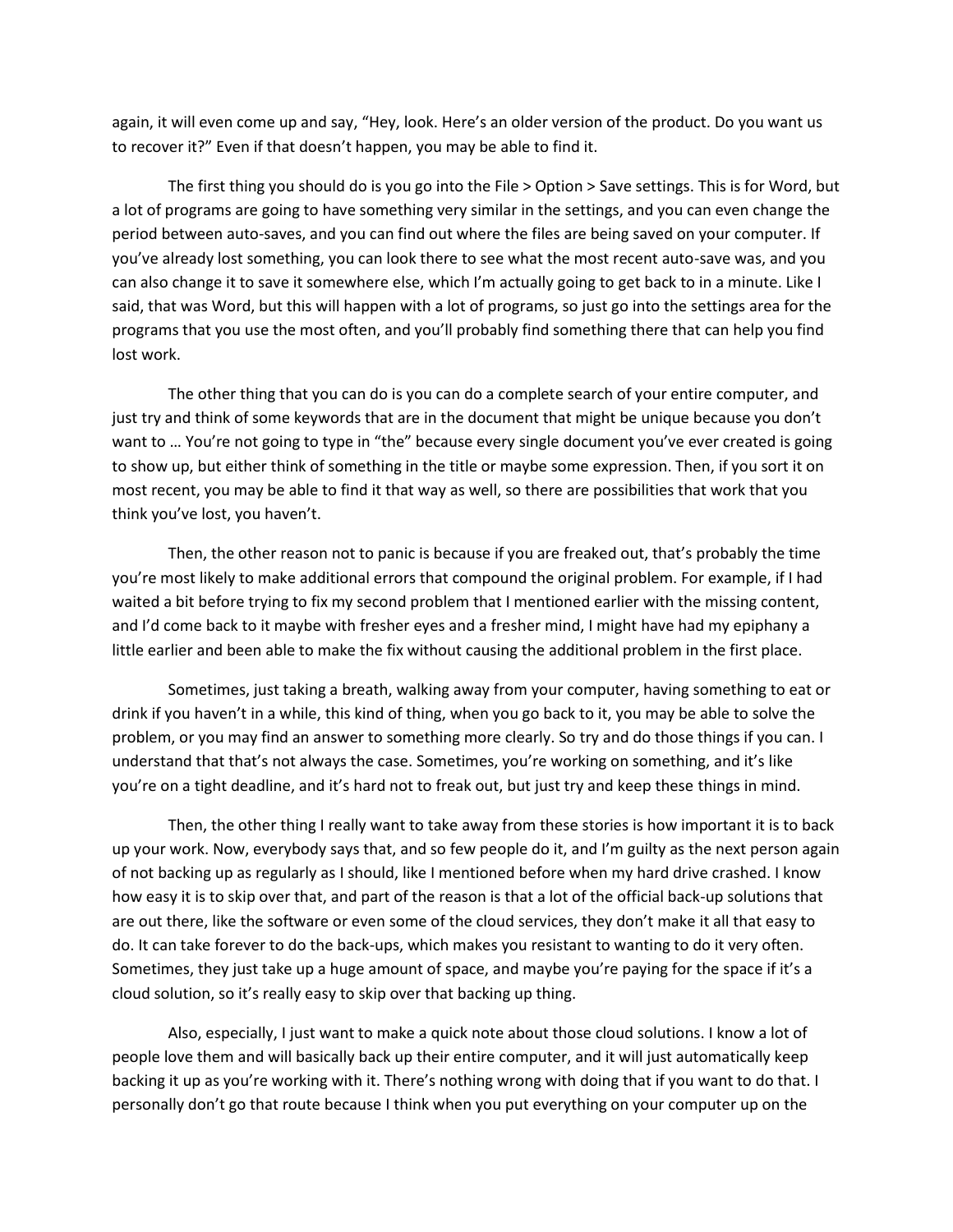again, it will even come up and say, “Hey, look. Here’s an older version of the product. Do you want us to recover it?” Even if that doesn’t happen, you may be able to find it.

The first thing you should do is you go into the File > Option > Save settings. This is for Word, but a lot of programs are going to have something very similar in the settings, and you can even change the period between auto-saves, and you can find out where the files are being saved on your computer. If you’ve already lost something, you can look there to see what the most recent auto-save was, and you can also change it to save it somewhere else, which I’m actually going to get back to in a minute. Like I said, that was Word, but this will happen with a lot of programs, so just go into the settings area for the programs that you use the most often, and you’ll probably find something there that can help you find lost work.

The other thing that you can do is you can do a complete search of your entire computer, and just try and think of some keywords that are in the document that might be unique because you don’t want to … You’re not going to type in “the” because every single document you’ve ever created is going to show up, but either think of something in the title or maybe some expression. Then, if you sort it on most recent, you may be able to find it that way as well, so there are possibilities that work that you think you’ve lost, you haven’t.

Then, the other reason not to panic is because if you are freaked out, that’s probably the time you’re most likely to make additional errors that compound the original problem. For example, if I had waited a bit before trying to fix my second problem that I mentioned earlier with the missing content, and I’d come back to it maybe with fresher eyes and a fresher mind, I might have had my epiphany a little earlier and been able to make the fix without causing the additional problem in the first place.

Sometimes, just taking a breath, walking away from your computer, having something to eat or drink if you haven’t in a while, this kind of thing, when you go back to it, you may be able to solve the problem, or you may find an answer to something more clearly. So try and do those things if you can. I understand that that’s not always the case. Sometimes, you’re working on something, and it’s like you’re on a tight deadline, and it’s hard not to freak out, but just try and keep these things in mind.

Then, the other thing I really want to take away from these stories is how important it is to back up your work. Now, everybody says that, and so few people do it, and I’m guilty as the next person again of not backing up as regularly as I should, like I mentioned before when my hard drive crashed. I know how easy it is to skip over that, and part of the reason is that a lot of the official back-up solutions that are out there, like the software or even some of the cloud services, they don’t make it all that easy to do. It can take forever to do the back-ups, which makes you resistant to wanting to do it very often. Sometimes, they just take up a huge amount of space, and maybe you’re paying for the space if it’s a cloud solution, so it’s really easy to skip over that backing up thing.

Also, especially, I just want to make a quick note about those cloud solutions. I know a lot of people love them and will basically back up their entire computer, and it will just automatically keep backing it up as you’re working with it. There’s nothing wrong with doing that if you want to do that. I personally don’t go that route because I think when you put everything on your computer up on the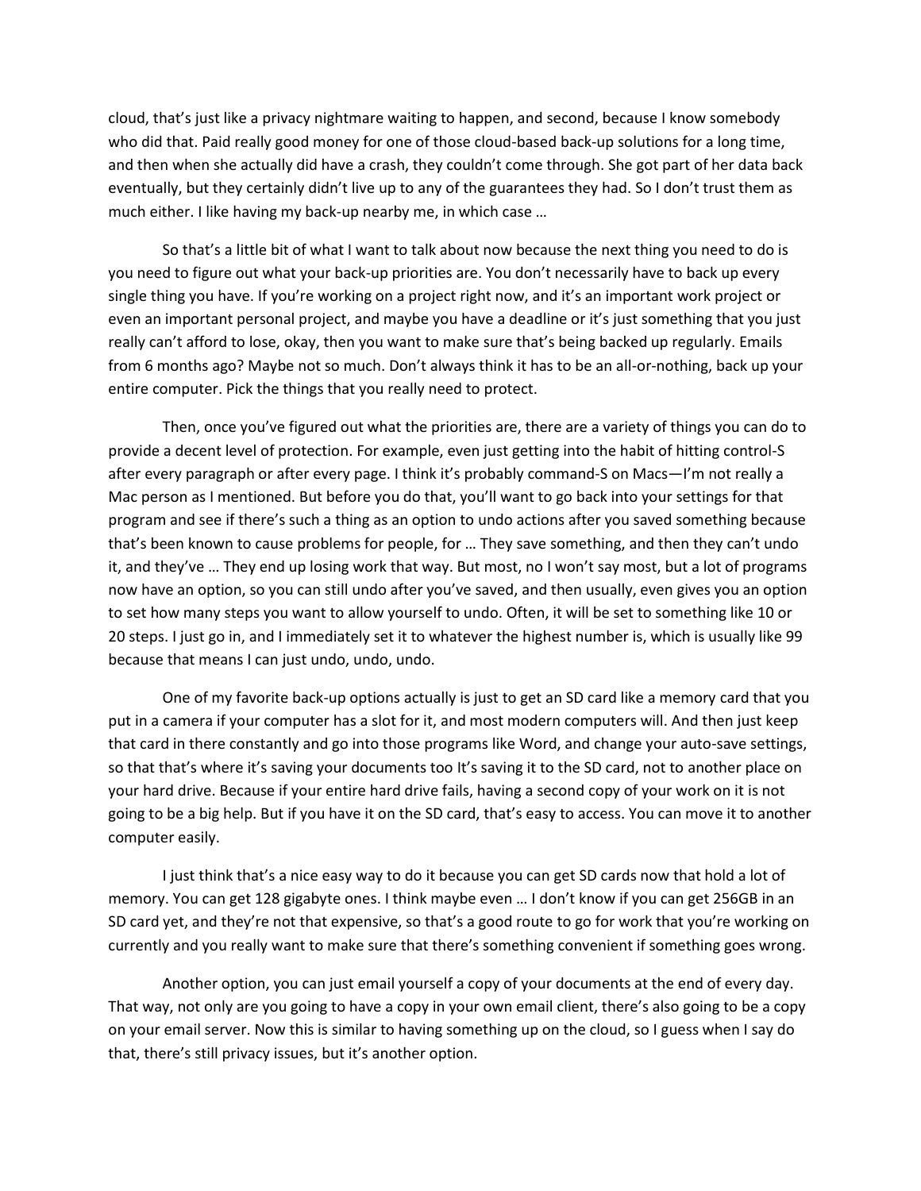cloud, that's just like a privacy nightmare waiting to happen, and second, because I know somebody who did that. Paid really good money for one of those cloud-based back-up solutions for a long time, and then when she actually did have a crash, they couldn't come through. She got part of her data back eventually, but they certainly didn't live up to any of the guarantees they had. So I don't trust them as much either. I like having my back-up nearby me, in which case …

So that's a little bit of what I want to talk about now because the next thing you need to do is you need to figure out what your back-up priorities are. You don't necessarily have to back up every single thing you have. If you're working on a project right now, and it's an important work project or even an important personal project, and maybe you have a deadline or it's just something that you just really can't afford to lose, okay, then you want to make sure that's being backed up regularly. Emails from 6 months ago? Maybe not so much. Don't always think it has to be an all-or-nothing, back up your entire computer. Pick the things that you really need to protect.

Then, once you've figured out what the priorities are, there are a variety of things you can do to provide a decent level of protection. For example, even just getting into the habit of hitting control-S after every paragraph or after every page. I think it's probably command-S on Macs—I'm not really a Mac person as I mentioned. But before you do that, you'll want to go back into your settings for that program and see if there's such a thing as an option to undo actions after you saved something because that's been known to cause problems for people, for … They save something, and then they can't undo it, and they've … They end up losing work that way. But most, no I won't say most, but a lot of programs now have an option, so you can still undo after you've saved, and then usually, even gives you an option to set how many steps you want to allow yourself to undo. Often, it will be set to something like 10 or 20 steps. I just go in, and I immediately set it to whatever the highest number is, which is usually like 99 because that means I can just undo, undo, undo.

One of my favorite back-up options actually is just to get an SD card like a memory card that you put in a camera if your computer has a slot for it, and most modern computers will. And then just keep that card in there constantly and go into those programs like Word, and change your auto-save settings, so that that's where it's saving your documents too It's saving it to the SD card, not to another place on your hard drive. Because if your entire hard drive fails, having a second copy of your work on it is not going to be a big help. But if you have it on the SD card, that's easy to access. You can move it to another computer easily.

I just think that's a nice easy way to do it because you can get SD cards now that hold a lot of memory. You can get 128 gigabyte ones. I think maybe even … I don't know if you can get 256GB in an SD card yet, and they're not that expensive, so that's a good route to go for work that you're working on currently and you really want to make sure that there's something convenient if something goes wrong.

Another option, you can just email yourself a copy of your documents at the end of every day. That way, not only are you going to have a copy in your own email client, there's also going to be a copy on your email server. Now this is similar to having something up on the cloud, so I guess when I say do that, there's still privacy issues, but it's another option.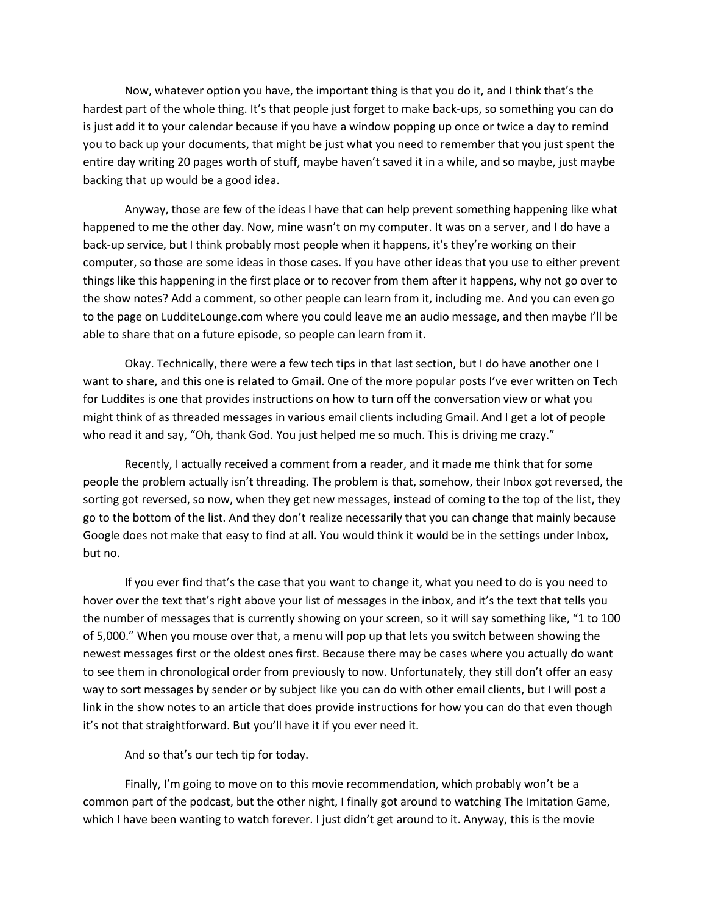Now, whatever option you have, the important thing is that you do it, and I think that's the hardest part of the whole thing. It's that people just forget to make back-ups, so something you can do is just add it to your calendar because if you have a window popping up once or twice a day to remind you to back up your documents, that might be just what you need to remember that you just spent the entire day writing 20 pages worth of stuff, maybe haven't saved it in a while, and so maybe, just maybe backing that up would be a good idea.

Anyway, those are few of the ideas I have that can help prevent something happening like what happened to me the other day. Now, mine wasn't on my computer. It was on a server, and I do have a back-up service, but I think probably most people when it happens, it's they're working on their computer, so those are some ideas in those cases. If you have other ideas that you use to either prevent things like this happening in the first place or to recover from them after it happens, why not go over to the show notes? Add a comment, so other people can learn from it, including me. And you can even go to the page on LudditeLounge.com where you could leave me an audio message, and then maybe I'll be able to share that on a future episode, so people can learn from it.

Okay. Technically, there were a few tech tips in that last section, but I do have another one I want to share, and this one is related to Gmail. One of the more popular posts I've ever written on Tech for Luddites is one that provides instructions on how to turn off the conversation view or what you might think of as threaded messages in various email clients including Gmail. And I get a lot of people who read it and say, "Oh, thank God. You just helped me so much. This is driving me crazy."

Recently, I actually received a comment from a reader, and it made me think that for some people the problem actually isn't threading. The problem is that, somehow, their Inbox got reversed, the sorting got reversed, so now, when they get new messages, instead of coming to the top of the list, they go to the bottom of the list. And they don't realize necessarily that you can change that mainly because Google does not make that easy to find at all. You would think it would be in the settings under Inbox, but no.

If you ever find that's the case that you want to change it, what you need to do is you need to hover over the text that's right above your list of messages in the inbox, and it's the text that tells you the number of messages that is currently showing on your screen, so it will say something like, "1 to 100 of 5,000." When you mouse over that, a menu will pop up that lets you switch between showing the newest messages first or the oldest ones first. Because there may be cases where you actually do want to see them in chronological order from previously to now. Unfortunately, they still don't offer an easy way to sort messages by sender or by subject like you can do with other email clients, but I will post a link in the show notes to an article that does provide instructions for how you can do that even though it's not that straightforward. But you'll have it if you ever need it.

And so that's our tech tip for today.

Finally, I'm going to move on to this movie recommendation, which probably won't be a common part of the podcast, but the other night, I finally got around to watching The Imitation Game, which I have been wanting to watch forever. I just didn't get around to it. Anyway, this is the movie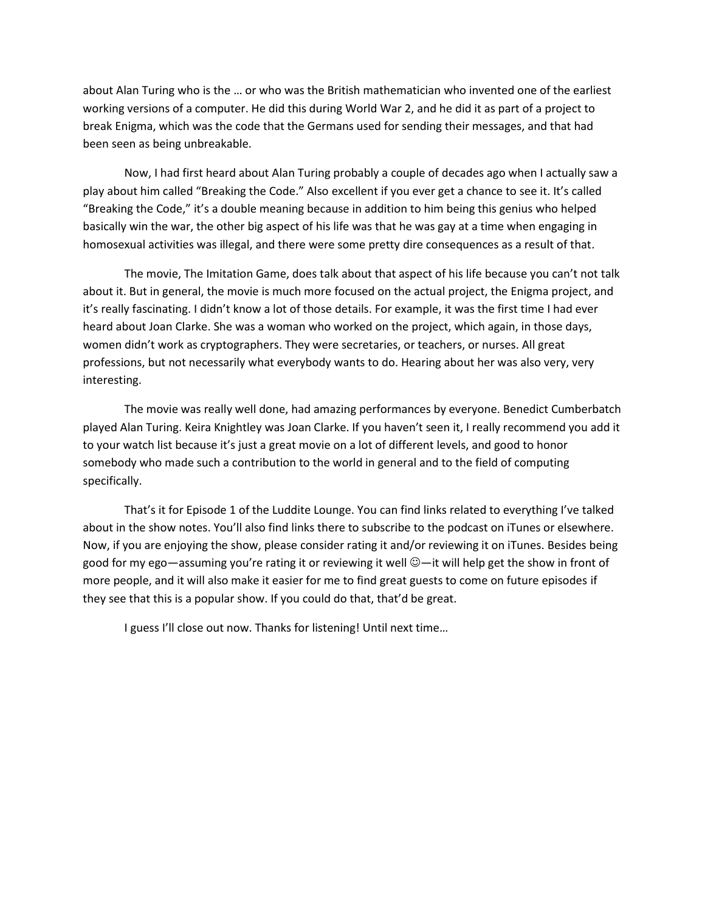about Alan Turing who is the … or who was the British mathematician who invented one of the earliest working versions of a computer. He did this during World War 2, and he did it as part of a project to break Enigma, which was the code that the Germans used for sending their messages, and that had been seen as being unbreakable.

Now, I had first heard about Alan Turing probably a couple of decades ago when I actually saw a play about him called "Breaking the Code." Also excellent if you ever get a chance to see it. It's called "Breaking the Code," it's a double meaning because in addition to him being this genius who helped basically win the war, the other big aspect of his life was that he was gay at a time when engaging in homosexual activities was illegal, and there were some pretty dire consequences as a result of that.

The movie, The Imitation Game, does talk about that aspect of his life because you can't not talk about it. But in general, the movie is much more focused on the actual project, the Enigma project, and it's really fascinating. I didn't know a lot of those details. For example, it was the first time I had ever heard about Joan Clarke. She was a woman who worked on the project, which again, in those days, women didn't work as cryptographers. They were secretaries, or teachers, or nurses. All great professions, but not necessarily what everybody wants to do. Hearing about her was also very, very interesting.

The movie was really well done, had amazing performances by everyone. Benedict Cumberbatch played Alan Turing. Keira Knightley was Joan Clarke. If you haven't seen it, I really recommend you add it to your watch list because it's just a great movie on a lot of different levels, and good to honor somebody who made such a contribution to the world in general and to the field of computing specifically.

That's it for Episode 1 of the Luddite Lounge. You can find links related to everything I've talked about in the show notes. You'll also find links there to subscribe to the podcast on iTunes or elsewhere. Now, if you are enjoying the show, please consider rating it and/or reviewing it on iTunes. Besides being good for my ego—assuming you're rating it or reviewing it well ☺—it will help get the show in front of more people, and it will also make it easier for me to find great guests to come on future episodes if they see that this is a popular show. If you could do that, that'd be great.

I guess I'll close out now. Thanks for listening! Until next time…